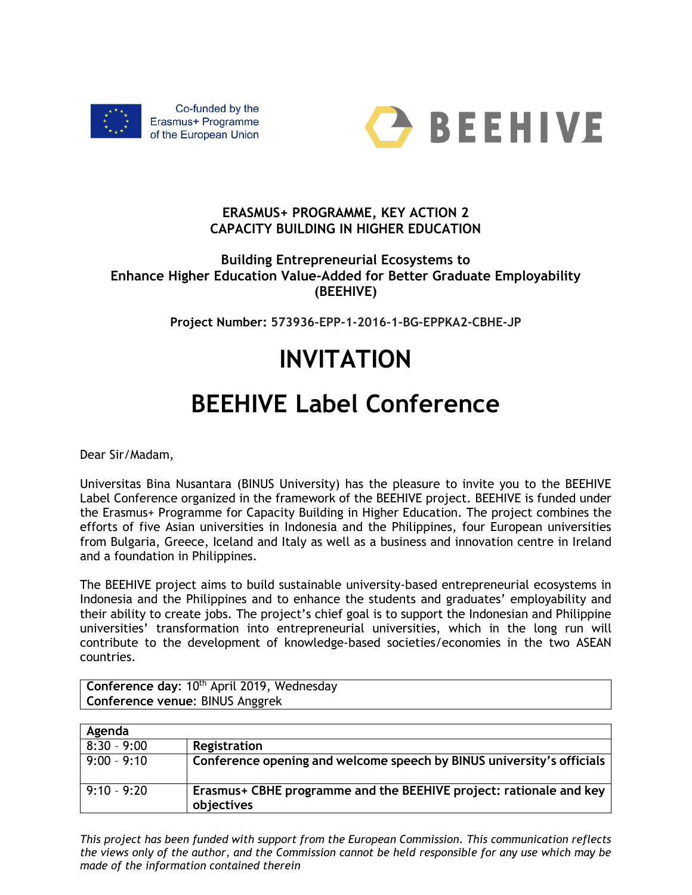Co-funded by the Erasmus+ Programme of the European Union

BEEHIVE

**ERASMUS+ PROGRAMME, KEY ACTION 2**
**CAPACITY BUILDING IN HIGHER EDUCATION**

**Building Entrepreneurial Ecosystems to Enhance Higher Education Value-Added for Better Graduate Employability (BEEHIVE)**

**Project Number: 573936-EPP-1-2016-1-BG-EPPKA2-CBHE-JP**

# INVITATION

# BEEHIVE Label Conference

Dear Sir/Madam,

Universitas Bina Nusantara (BINUS University) has the pleasure to invite you to the BEEHIVE Label Conference organized in the framework of the BEEHIVE project. BEEHIVE is funded under the Erasmus+ Programme for Capacity Building in Higher Education. The project combines the efforts of five Asian universities in Indonesia and the Philippines, four European universities from Bulgaria, Greece, Iceland and Italy as well as a business and innovation centre in Ireland and a foundation in Philippines.

The BEEHIVE project aims to build sustainable university-based entrepreneurial ecosystems in Indonesia and the Philippines and to enhance the students and graduates' employability and their ability to create jobs. The project's chief goal is to support the Indonesian and Philippine universities' transformation into entrepreneurial universities, which in the long run will contribute to the development of knowledge-based societies/economies in the two ASEAN countries.

| **Conference day**: 10th April 2019, Wednesday<br>**Conference venue**: BINUS Anggrek |
|---|

| **Agenda** | |
|---|---|
| 8:30 - 9:00 | **Registration** |
| 9:00 - 9:10 | **Conference opening and welcome speech by BINUS university's officials** |
| 9:10 - 9:20 | **Erasmus+ CBHE programme and the BEEHIVE project: rationale and key objectives** |

*This project has been funded with support from the European Commission. This communication reflects the views only of the author, and the Commission cannot be held responsible for any use which may be made of the information contained therein*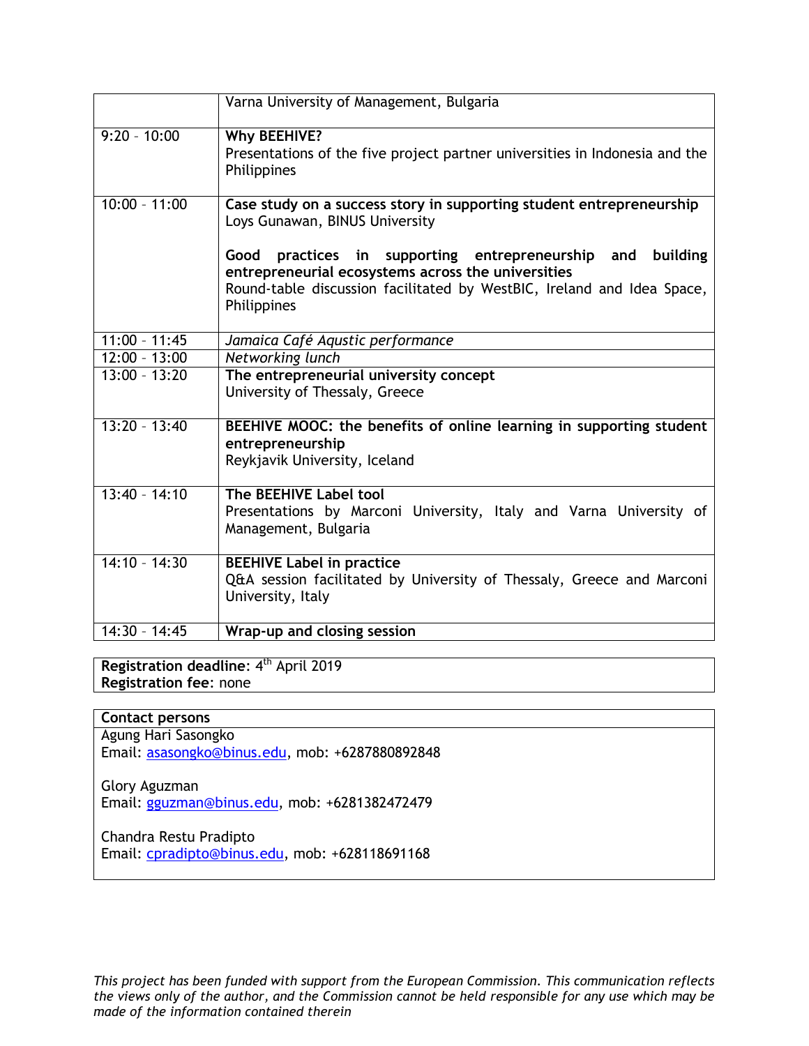| | |
|---|---|
| | Varna University of Management, Bulgaria |
| 9:20 - 10:00 | **Why BEEHIVE?**<br>Presentations of the five project partner universities in Indonesia and the Philippines |
| 10:00 - 11:00 | **Case study on a success story in supporting student entrepreneurship**<br>Loys Gunawan, BINUS University<br><br>**Good practices in supporting entrepreneurship and building entrepreneurial ecosystems across the universities**<br>Round-table discussion facilitated by WestBIC, Ireland and Idea Space, Philippines |
| 11:00 - 11:45 | *Jamaica Café Aqustic performance* |
| 12:00 - 13:00 | *Networking lunch* |
| 13:00 - 13:20 | **The entrepreneurial university concept**<br>University of Thessaly, Greece |
| 13:20 - 13:40 | **BEEHIVE MOOC: the benefits of online learning in supporting student entrepreneurship**<br>Reykjavik University, Iceland |
| 13:40 - 14:10 | **The BEEHIVE Label tool**<br>Presentations by Marconi University, Italy and Varna University of Management, Bulgaria |
| 14:10 - 14:30 | **BEEHIVE Label in practice**<br>Q&A session facilitated by University of Thessaly, Greece and Marconi University, Italy |
| 14:30 - 14:45 | **Wrap-up and closing session** |

**Registration deadline**: 4th April 2019
**Registration fee**: none

**Contact persons**

Agung Hari Sasongko
Email: asasongko@binus.edu, mob: +6287880892848

Glory Aguzman
Email: gguzman@binus.edu, mob: +6281382472479

Chandra Restu Pradipto
Email: cpradipto@binus.edu, mob: +628118691168

*This project has been funded with support from the European Commission. This communication reflects the views only of the author, and the Commission cannot be held responsible for any use which may be made of the information contained therein*